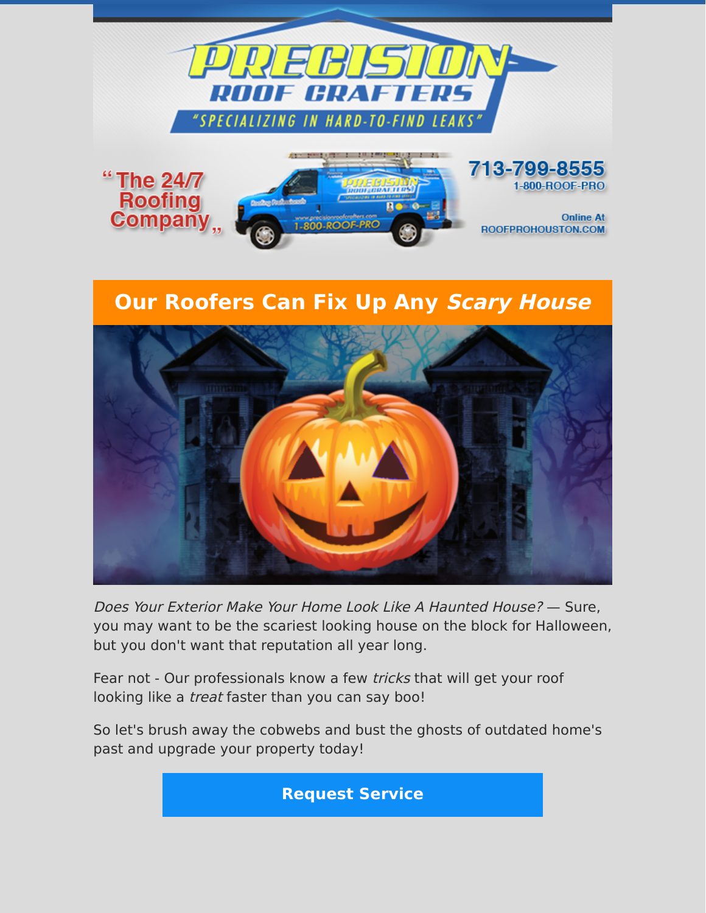# PRECISION ROOF CRAFTERS

"SPECIALIZING IN HARD-TO-FIND LEAKS"

"The 24/7 Roofing Company"

713-799-8555
1-800-ROOF-PRO

Online At
ROOFPROHOUSTON.COM

## Our Roofers Can Fix Up Any *Scary House*

*Does Your Exterior Make Your Home Look Like A Haunted House?* — Sure, you may want to be the scariest looking house on the block for Halloween, but you don't want that reputation all year long.

Fear not - Our professionals know a few *tricks* that will get your roof looking like a *treat* faster than you can say boo!

So let's brush away the cobwebs and bust the ghosts of outdated home's past and upgrade your property today!

**Request Service**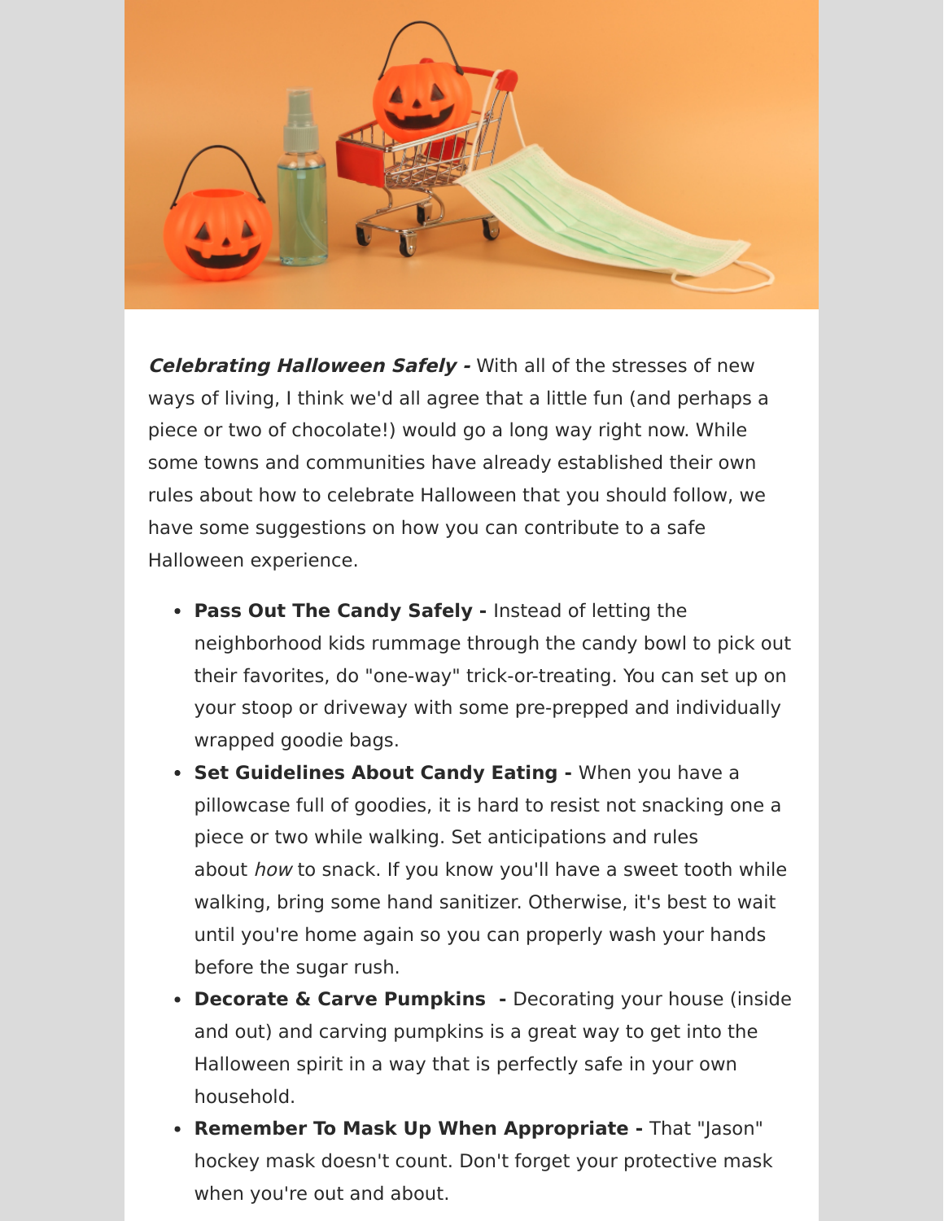***Celebrating Halloween Safely -*** With all of the stresses of new ways of living, I think we'd all agree that a little fun (and perhaps a piece or two of chocolate!) would go a long way right now. While some towns and communities have already established their own rules about how to celebrate Halloween that you should follow, we have some suggestions on how you can contribute to a safe Halloween experience.

- **Pass Out The Candy Safely -** Instead of letting the neighborhood kids rummage through the candy bowl to pick out their favorites, do "one-way" trick-or-treating. You can set up on your stoop or driveway with some pre-prepped and individually wrapped goodie bags.
- **Set Guidelines About Candy Eating -** When you have a pillowcase full of goodies, it is hard to resist not snacking one a piece or two while walking. Set anticipations and rules about *how* to snack. If you know you'll have a sweet tooth while walking, bring some hand sanitizer. Otherwise, it's best to wait until you're home again so you can properly wash your hands before the sugar rush.
- **Decorate & Carve Pumpkins -** Decorating your house (inside and out) and carving pumpkins is a great way to get into the Halloween spirit in a way that is perfectly safe in your own household.
- **Remember To Mask Up When Appropriate -** That "Jason" hockey mask doesn't count. Don't forget your protective mask when you're out and about.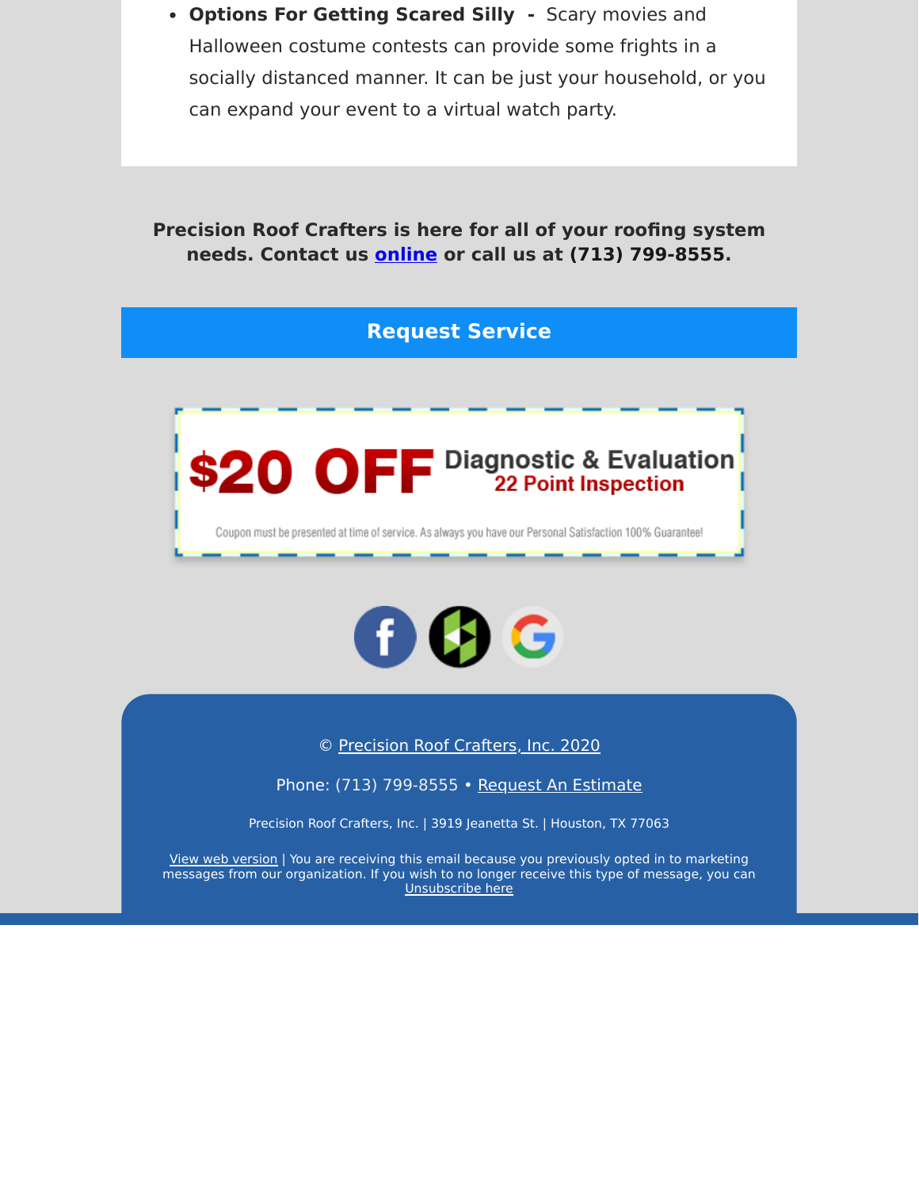- **Options For Getting Scared Silly -** Scary movies and Halloween costume contests can provide some frights in a socially distanced manner. It can be just your household, or you can expand your event to a virtual watch party.

**Precision Roof Crafters is here for all of your roofing system needs. Contact us online or call us at (713) 799-8555.**

**Request Service**

$20 OFF Diagnostic & Evaluation
22 Point Inspection

Coupon must be presented at time of service. As always you have our Personal Satisfaction 100% Guarantee!

© Precision Roof Crafters, Inc. 2020

Phone: (713) 799-8555 • Request An Estimate

Precision Roof Crafters, Inc. | 3919 Jeanetta St. | Houston, TX 77063

View web version | You are receiving this email because you previously opted in to marketing messages from our organization. If you wish to no longer receive this type of message, you can Unsubscribe here